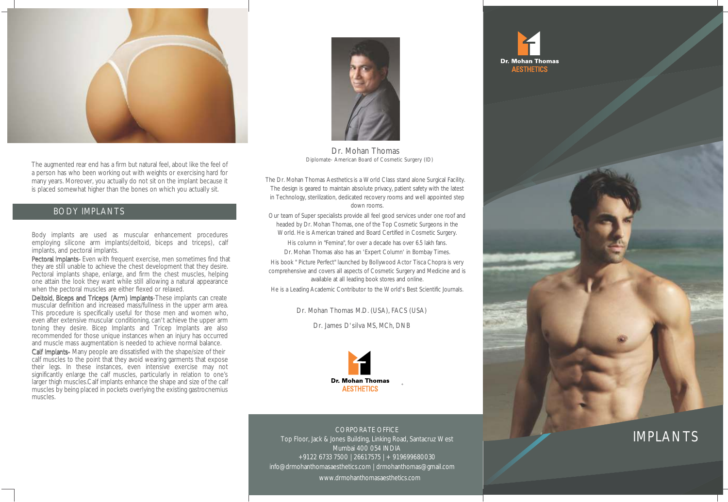The augmented rear end has a firm but natural feel, about like the feel of a person has who been working out with weights or exercising hard for many years. Moreover, you actually do not sit on the implant because it is placed somewhat higher than the bones on which you actually sit.

## BODY IMPLANTS

Body implants are used as muscular enhancement procedures employing silicone arm implants(deltoid, biceps and triceps), calf implants, and pectoral implants.

**Pectoral Implants**- Even with frequent exercise, men sometimes find that they are still unable to achieve the chest development that they desire. Pectoral implants shape, enlarge, and firm the chest muscles, helping one attain the look they want while still allowing a natural appearance when the pectoral muscles are either flexed or relaxed.

**Deltoid, Biceps and Triceps (Arm) Implants**-These implants can create muscular definition and increased mass/fullness in the upper arm area. This procedure is specifically useful for those men and women who, even after extensive muscular conditioning, can't achieve the upper arm toning they desire. Bicep Implants and Tricep Implants are also recommended for those unique instances when an injury has occurred and muscle mass augmentation is needed to achieve normal balance.

**Calf Implants**- Many people are dissatisfied with the shape/size of their calf muscles to the point that they avoid wearing garments that expose their legs. In these instances, even intensive exercise may not significantly enlarge the calf muscles, particularly in relation to one's larger thigh muscles.Calf implants enhance the shape and size of the calf muscles by being placed in pockets overlying the existing gastrocnemius muscles.

Dr. Mohan Thomas
Diplomate- American Board of Cosmetic Surgery (ID)

The Dr. Mohan Thomas Aesthetics is a World Class stand alone Surgical Facility. The design is geared to maintain absolute privacy, patient safety with the latest in Technology, sterilization, dedicated recovery rooms and well appointed step down rooms.

Our team of Super specialists provide all feel good services under one roof and headed by Dr. Mohan Thomas, one of the Top Cosmetic Surgeons in the World. He is American trained and Board Certified in Cosmetic Surgery.

His column in "Femina", for over a decade has over 6.5 lakh fans.

Dr. Mohan Thomas also has an 'Expert Column' in Bombay Times.

His book " Picture Perfect" launched by Bollywood Actor Tisca Chopra is very comprehensive and covers all aspects of Cosmetic Surgery and Medicine and is available at all leading book stores and online.

He is a Leading Academic Contributor to the World's Best Scientific Journals.

Dr. Mohan Thomas M.D. (USA), FACS (USA)

Dr. James D'silva MS, MCh, DNB

Dr. Mohan Thomas
AESTHETICS

CORPORATE OFFICE
Top Floor, Jack & Jones Building, Linking Road, Santacruz West
Mumbai 400 054 INDIA
+9122 6733 7500 | 26617575 | + 919699680030
info@drmohanthomasaesthetics.com | drmohanthomas@gmail.com
www.drmohanthomasaesthetics.com

Dr. Mohan Thomas
AESTHETICS

# IMPLANTS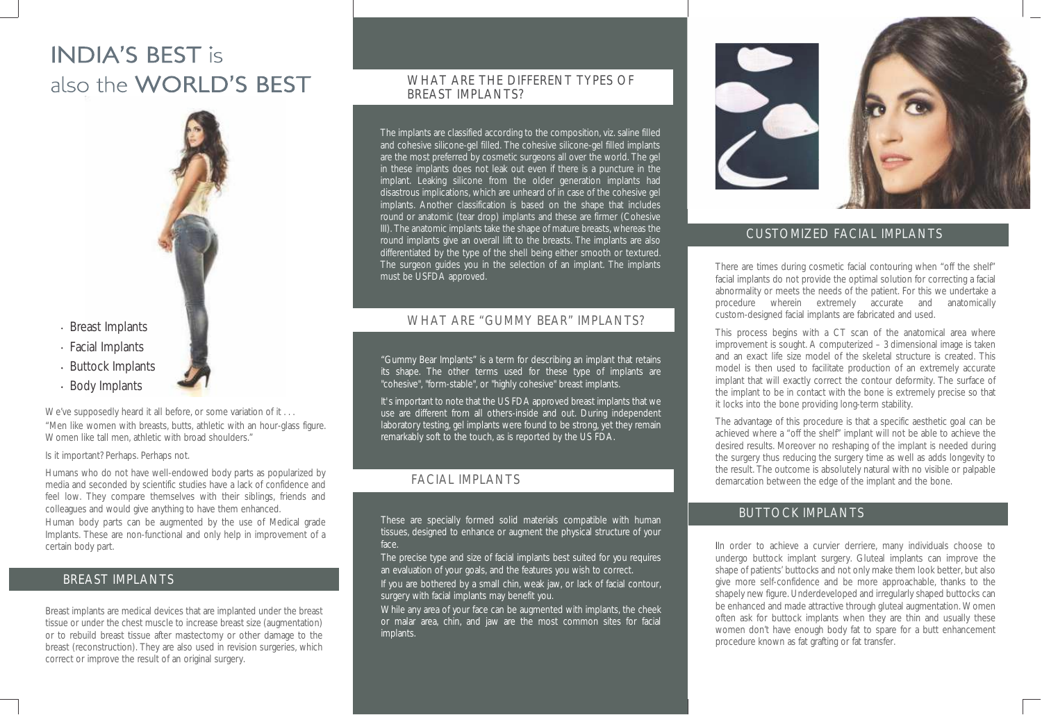# INDIA'S BEST is also the WORLD'S BEST

- Breast Implants
- Facial Implants
- Buttock Implants
- Body Implants

We've supposedly heard it all before, or some variation of it . . .

"Men like women with breasts, butts, athletic with an hour-glass figure. Women like tall men, athletic with broad shoulders."

Is it important? Perhaps. Perhaps not.

Humans who do not have well-endowed body parts as popularized by media and seconded by scientific studies have a lack of confidence and feel low. They compare themselves with their siblings, friends and colleagues and would give anything to have them enhanced.

Human body parts can be augmented by the use of Medical grade Implants. These are non-functional and only help in improvement of a certain body part.

## BREAST IMPLANTS

Breast implants are medical devices that are implanted under the breast tissue or under the chest muscle to increase breast size (augmentation) or to rebuild breast tissue after mastectomy or other damage to the breast (reconstruction). They are also used in revision surgeries, which correct or improve the result of an original surgery.

## WHAT ARE THE DIFFERENT TYPES OF BREAST IMPLANTS?

The implants are classified according to the composition, viz. saline filled and cohesive silicone-gel filled. The cohesive silicone-gel filled implants are the most preferred by cosmetic surgeons all over the world. The gel in these implants does not leak out even if there is a puncture in the implant. Leaking silicone from the older generation implants had disastrous implications, which are unheard of in case of the cohesive gel implants. Another classification is based on the shape that includes round or anatomic (tear drop) implants and these are firmer (Cohesive III). The anatomic implants take the shape of mature breasts, whereas the round implants give an overall lift to the breasts. The implants are also differentiated by the type of the shell being either smooth or textured. The surgeon guides you in the selection of an implant. The implants must be USFDA approved.

## WHAT ARE "GUMMY BEAR" IMPLANTS?

"Gummy Bear Implants" is a term for describing an implant that retains its shape. The other terms used for these type of implants are "cohesive", "form-stable", or "highly cohesive" breast implants.

It's important to note that the US FDA approved breast implants that we use are different from all others-inside and out. During independent laboratory testing, gel implants were found to be strong, yet they remain remarkably soft to the touch, as is reported by the US FDA.

## FACIAL IMPLANTS

These are specially formed solid materials compatible with human tissues, designed to enhance or augment the physical structure of your face.

The precise type and size of facial implants best suited for you requires an evaluation of your goals, and the features you wish to correct.

If you are bothered by a small chin, weak jaw, or lack of facial contour, surgery with facial implants may benefit you.

While any area of your face can be augmented with implants, the cheek or malar area, chin, and jaw are the most common sites for facial implants.

## CUSTOMIZED FACIAL IMPLANTS

There are times during cosmetic facial contouring when "off the shelf" facial implants do not provide the optimal solution for correcting a facial abnormality or meets the needs of the patient. For this we undertake a procedure wherein extremely accurate and anatomically custom-designed facial implants are fabricated and used.

This process begins with a CT scan of the anatomical area where improvement is sought. A computerized – 3 dimensional image is taken and an exact life size model of the skeletal structure is created. This model is then used to facilitate production of an extremely accurate implant that will exactly correct the contour deformity. The surface of the implant to be in contact with the bone is extremely precise so that it locks into the bone providing long-term stability.

The advantage of this procedure is that a specific aesthetic goal can be achieved where a "off the shelf" implant will not be able to achieve the desired results. Moreover no reshaping of the implant is needed during the surgery thus reducing the surgery time as well as adds longevity to the result. The outcome is absolutely natural with no visible or palpable demarcation between the edge of the implant and the bone.

## BUTTOCK IMPLANTS

IIn order to achieve a curvier derriere, many individuals choose to undergo buttock implant surgery. Gluteal implants can improve the shape of patients' buttocks and not only make them look better, but also give more self-confidence and be more approachable, thanks to the shapely new figure. Underdeveloped and irregularly shaped buttocks can be enhanced and made attractive through gluteal augmentation. Women often ask for buttock implants when they are thin and usually these women don't have enough body fat to spare for a butt enhancement procedure known as fat grafting or fat transfer.